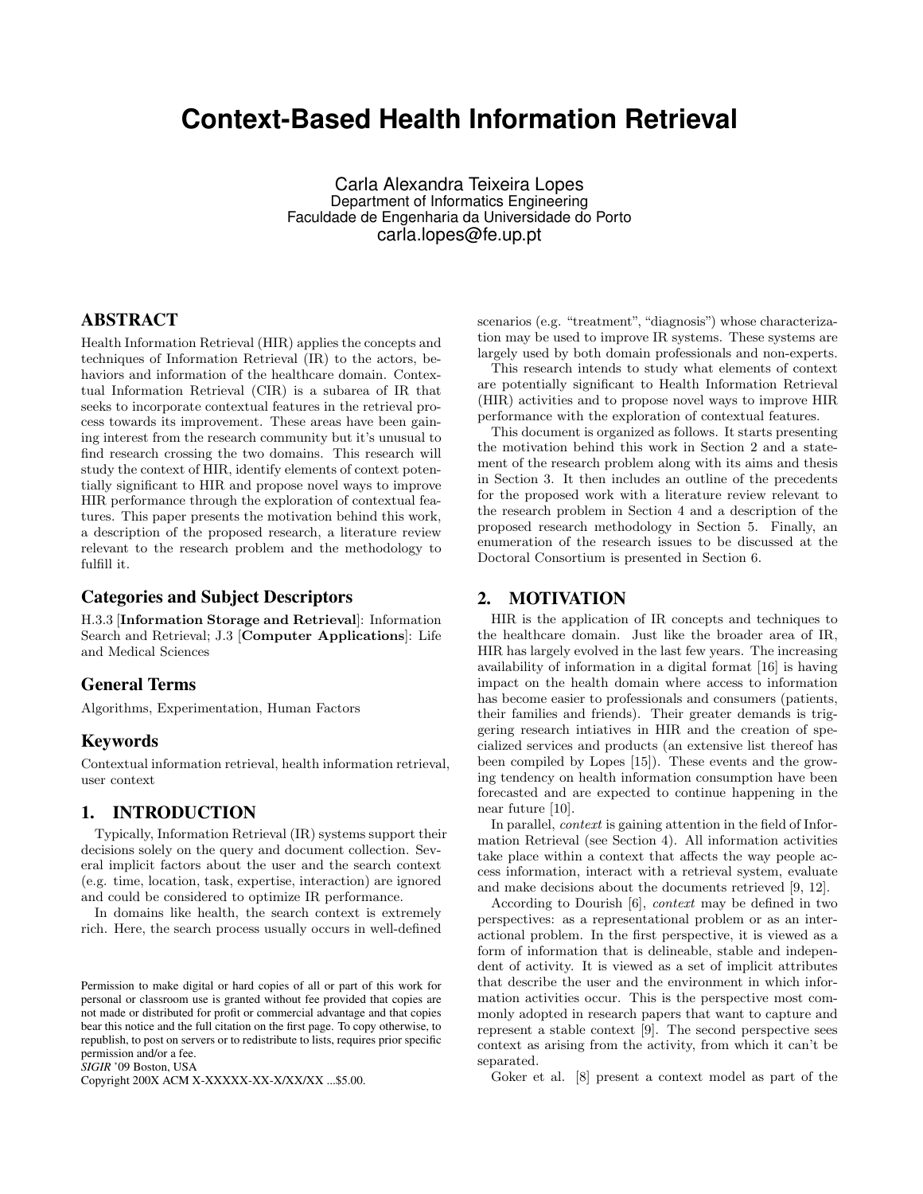# Context-Based Health Information Retrieval

Carla Alexandra Teixeira Lopes
Department of Informatics Engineering
Faculdade de Engenharia da Universidade do Porto
carla.lopes@fe.up.pt

## ABSTRACT

Health Information Retrieval (HIR) applies the concepts and techniques of Information Retrieval (IR) to the actors, behaviors and information of the healthcare domain. Contextual Information Retrieval (CIR) is a subarea of IR that seeks to incorporate contextual features in the retrieval process towards its improvement. These areas have been gaining interest from the research community but it's unusual to find research crossing the two domains. This research will study the context of HIR, identify elements of context potentially significant to HIR and propose novel ways to improve HIR performance through the exploration of contextual features. This paper presents the motivation behind this work, a description of the proposed research, a literature review relevant to the research problem and the methodology to fulfill it.

### Categories and Subject Descriptors

H.3.3 [**Information Storage and Retrieval**]: Information Search and Retrieval; J.3 [**Computer Applications**]: Life and Medical Sciences

### General Terms

Algorithms, Experimentation, Human Factors

### Keywords

Contextual information retrieval, health information retrieval, user context

## 1. INTRODUCTION

Typically, Information Retrieval (IR) systems support their decisions solely on the query and document collection. Several implicit factors about the user and the search context (e.g. time, location, task, expertise, interaction) are ignored and could be considered to optimize IR performance.

In domains like health, the search context is extremely rich. Here, the search process usually occurs in well-defined scenarios (e.g. "treatment", "diagnosis") whose characterization may be used to improve IR systems. These systems are largely used by both domain professionals and non-experts.

This research intends to study what elements of context are potentially significant to Health Information Retrieval (HIR) activities and to propose novel ways to improve HIR performance with the exploration of contextual features.

This document is organized as follows. It starts presenting the motivation behind this work in Section 2 and a statement of the research problem along with its aims and thesis in Section 3. It then includes an outline of the precedents for the proposed work with a literature review relevant to the research problem in Section 4 and a description of the proposed research methodology in Section 5. Finally, an enumeration of the research issues to be discussed at the Doctoral Consortium is presented in Section 6.

## 2. MOTIVATION

HIR is the application of IR concepts and techniques to the healthcare domain. Just like the broader area of IR, HIR has largely evolved in the last few years. The increasing availability of information in a digital format [16] is having impact on the health domain where access to information has become easier to professionals and consumers (patients, their families and friends). Their greater demands is triggering research intiatives in HIR and the creation of specialized services and products (an extensive list thereof has been compiled by Lopes [15]). These events and the growing tendency on health information consumption have been forecasted and are expected to continue happening in the near future [10].

In parallel, *context* is gaining attention in the field of Information Retrieval (see Section 4). All information activities take place within a context that affects the way people access information, interact with a retrieval system, evaluate and make decisions about the documents retrieved [9, 12].

According to Dourish [6], *context* may be defined in two perspectives: as a representational problem or as an interactional problem. In the first perspective, it is viewed as a form of information that is delineable, stable and independent of activity. It is viewed as a set of implicit attributes that describe the user and the environment in which information activities occur. This is the perspective most commonly adopted in research papers that want to capture and represent a stable context [9]. The second perspective sees context as arising from the activity, from which it can't be separated.

Goker et al. [8] present a context model as part of the

Permission to make digital or hard copies of all or part of this work for personal or classroom use is granted without fee provided that copies are not made or distributed for profit or commercial advantage and that copies bear this notice and the full citation on the first page. To copy otherwise, to republish, to post on servers or to redistribute to lists, requires prior specific permission and/or a fee.
*SIGIR* '09 Boston, USA
Copyright 200X ACM X-XXXXX-XX-X/XX/XX ...$5.00.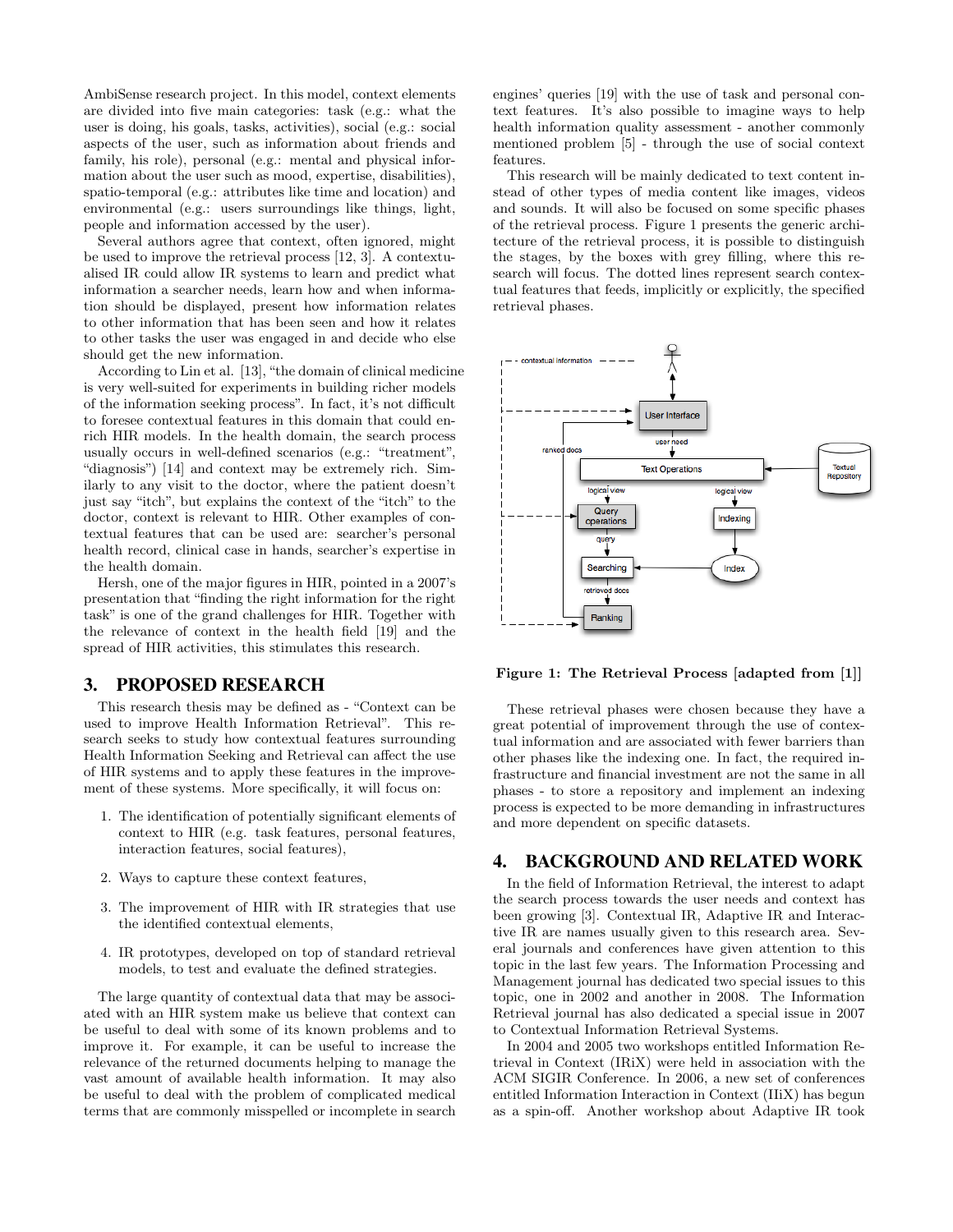AmbiSense research project. In this model, context elements are divided into five main categories: task (e.g.: what the user is doing, his goals, tasks, activities), social (e.g.: social aspects of the user, such as information about friends and family, his role), personal (e.g.: mental and physical information about the user such as mood, expertise, disabilities), spatio-temporal (e.g.: attributes like time and location) and environmental (e.g.: users surroundings like things, light, people and information accessed by the user).

Several authors agree that context, often ignored, might be used to improve the retrieval process [12, 3]. A contextualised IR could allow IR systems to learn and predict what information a searcher needs, learn how and when information should be displayed, present how information relates to other information that has been seen and how it relates to other tasks the user was engaged in and decide who else should get the new information.

According to Lin et al. [13], "the domain of clinical medicine is very well-suited for experiments in building richer models of the information seeking process". In fact, it's not difficult to foresee contextual features in this domain that could enrich HIR models. In the health domain, the search process usually occurs in well-defined scenarios (e.g.: "treatment", "diagnosis") [14] and context may be extremely rich. Similarly to any visit to the doctor, where the patient doesn't just say "itch", but explains the context of the "itch" to the doctor, context is relevant to HIR. Other examples of contextual features that can be used are: searcher's personal health record, clinical case in hands, searcher's expertise in the health domain.

Hersh, one of the major figures in HIR, pointed in a 2007's presentation that "finding the right information for the right task" is one of the grand challenges for HIR. Together with the relevance of context in the health field [19] and the spread of HIR activities, this stimulates this research.

## 3. PROPOSED RESEARCH

This research thesis may be defined as - "Context can be used to improve Health Information Retrieval". This research seeks to study how contextual features surrounding Health Information Seeking and Retrieval can affect the use of HIR systems and to apply these features in the improvement of these systems. More specifically, it will focus on:

1. The identification of potentially significant elements of context to HIR (e.g. task features, personal features, interaction features, social features),
2. Ways to capture these context features,
3. The improvement of HIR with IR strategies that use the identified contextual elements,
4. IR prototypes, developed on top of standard retrieval models, to test and evaluate the defined strategies.

The large quantity of contextual data that may be associated with an HIR system make us believe that context can be useful to deal with some of its known problems and to improve it. For example, it can be useful to increase the relevance of the returned documents helping to manage the vast amount of available health information. It may also be useful to deal with the problem of complicated medical terms that are commonly misspelled or incomplete in search engines' queries [19] with the use of task and personal context features. It's also possible to imagine ways to help health information quality assessment - another commonly mentioned problem [5] - through the use of social context features.

This research will be mainly dedicated to text content instead of other types of media content like images, videos and sounds. It will also be focused on some specific phases of the retrieval process. Figure 1 presents the generic architecture of the retrieval process, it is possible to distinguish the stages, by the boxes with grey filling, where this research will focus. The dotted lines represent search contextual features that feeds, implicitly or explicitly, the specified retrieval phases.

**Figure 1: The Retrieval Process [adapted from [1]]**

These retrieval phases were chosen because they have a great potential of improvement through the use of contextual information and are associated with fewer barriers than other phases like the indexing one. In fact, the required infrastructure and financial investment are not the same in all phases - to store a repository and implement an indexing process is expected to be more demanding in infrastructures and more dependent on specific datasets.

## 4. BACKGROUND AND RELATED WORK

In the field of Information Retrieval, the interest to adapt the search process towards the user needs and context has been growing [3]. Contextual IR, Adaptive IR and Interactive IR are names usually given to this research area. Several journals and conferences have given attention to this topic in the last few years. The Information Processing and Management journal has dedicated two special issues to this topic, one in 2002 and another in 2008. The Information Retrieval journal has also dedicated a special issue in 2007 to Contextual Information Retrieval Systems.

In 2004 and 2005 two workshops entitled Information Retrieval in Context (IRiX) were held in association with the ACM SIGIR Conference. In 2006, a new set of conferences entitled Information Interaction in Context (IIiX) has begun as a spin-off. Another workshop about Adaptive IR took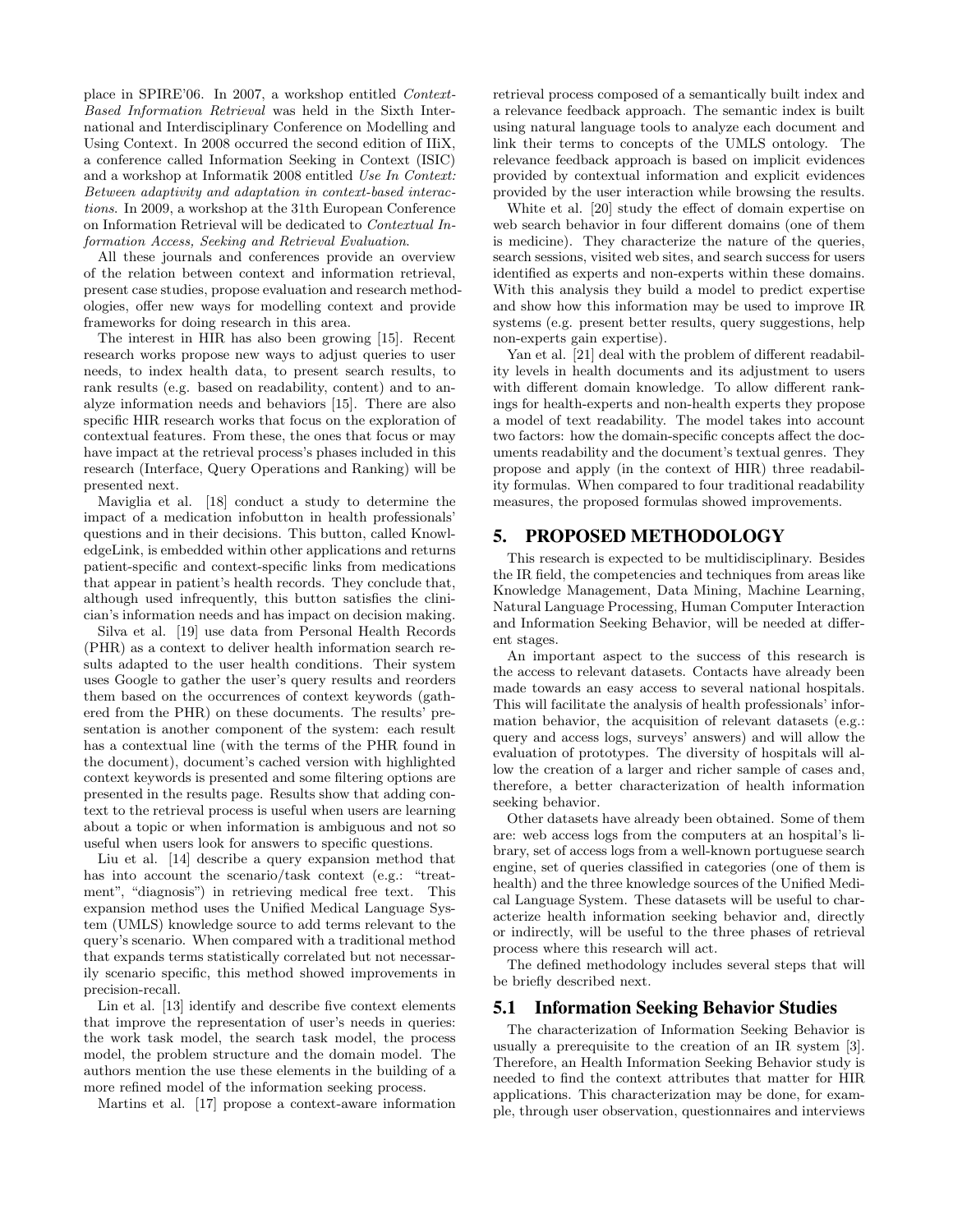place in SPIRE'06. In 2007, a workshop entitled *Context-Based Information Retrieval* was held in the Sixth International and Interdisciplinary Conference on Modelling and Using Context. In 2008 occurred the second edition of IIiX, a conference called Information Seeking in Context (ISIC) and a workshop at Informatik 2008 entitled *Use In Context: Between adaptivity and adaptation in context-based interactions*. In 2009, a workshop at the 31th European Conference on Information Retrieval will be dedicated to *Contextual Information Access, Seeking and Retrieval Evaluation*.

All these journals and conferences provide an overview of the relation between context and information retrieval, present case studies, propose evaluation and research methodologies, offer new ways for modelling context and provide frameworks for doing research in this area.

The interest in HIR has also been growing [15]. Recent research works propose new ways to adjust queries to user needs, to index health data, to present search results, to rank results (e.g. based on readability, content) and to analyze information needs and behaviors [15]. There are also specific HIR research works that focus on the exploration of contextual features. From these, the ones that focus or may have impact at the retrieval process's phases included in this research (Interface, Query Operations and Ranking) will be presented next.

Maviglia et al. [18] conduct a study to determine the impact of a medication infobutton in health professionals' questions and in their decisions. This button, called KnowledgeLink, is embedded within other applications and returns patient-specific and context-specific links from medications that appear in patient's health records. They conclude that, although used infrequently, this button satisfies the clinician's information needs and has impact on decision making.

Silva et al. [19] use data from Personal Health Records (PHR) as a context to deliver health information search results adapted to the user health conditions. Their system uses Google to gather the user's query results and reorders them based on the occurrences of context keywords (gathered from the PHR) on these documents. The results' presentation is another component of the system: each result has a contextual line (with the terms of the PHR found in the document), document's cached version with highlighted context keywords is presented and some filtering options are presented in the results page. Results show that adding context to the retrieval process is useful when users are learning about a topic or when information is ambiguous and not so useful when users look for answers to specific questions.

Liu et al. [14] describe a query expansion method that has into account the scenario/task context (e.g.: "treatment", "diagnosis") in retrieving medical free text. This expansion method uses the Unified Medical Language System (UMLS) knowledge source to add terms relevant to the query's scenario. When compared with a traditional method that expands terms statistically correlated but not necessarily scenario specific, this method showed improvements in precision-recall.

Lin et al. [13] identify and describe five context elements that improve the representation of user's needs in queries: the work task model, the search task model, the process model, the problem structure and the domain model. The authors mention the use these elements in the building of a more refined model of the information seeking process.

Martins et al. [17] propose a context-aware information retrieval process composed of a semantically built index and a relevance feedback approach. The semantic index is built using natural language tools to analyze each document and link their terms to concepts of the UMLS ontology. The relevance feedback approach is based on implicit evidences provided by contextual information and explicit evidences provided by the user interaction while browsing the results.

White et al. [20] study the effect of domain expertise on web search behavior in four different domains (one of them is medicine). They characterize the nature of the queries, search sessions, visited web sites, and search success for users identified as experts and non-experts within these domains. With this analysis they build a model to predict expertise and show how this information may be used to improve IR systems (e.g. present better results, query suggestions, help non-experts gain expertise).

Yan et al. [21] deal with the problem of different readability levels in health documents and its adjustment to users with different domain knowledge. To allow different rankings for health-experts and non-health experts they propose a model of text readability. The model takes into account two factors: how the domain-specific concepts affect the documents readability and the document's textual genres. They propose and apply (in the context of HIR) three readability formulas. When compared to four traditional readability measures, the proposed formulas showed improvements.

## 5. PROPOSED METHODOLOGY

This research is expected to be multidisciplinary. Besides the IR field, the competencies and techniques from areas like Knowledge Management, Data Mining, Machine Learning, Natural Language Processing, Human Computer Interaction and Information Seeking Behavior, will be needed at different stages.

An important aspect to the success of this research is the access to relevant datasets. Contacts have already been made towards an easy access to several national hospitals. This will facilitate the analysis of health professionals' information behavior, the acquisition of relevant datasets (e.g.: query and access logs, surveys' answers) and will allow the evaluation of prototypes. The diversity of hospitals will allow the creation of a larger and richer sample of cases and, therefore, a better characterization of health information seeking behavior.

Other datasets have already been obtained. Some of them are: web access logs from the computers at an hospital's library, set of access logs from a well-known portuguese search engine, set of queries classified in categories (one of them is health) and the three knowledge sources of the Unified Medical Language System. These datasets will be useful to characterize health information seeking behavior and, directly or indirectly, will be useful to the three phases of retrieval process where this research will act.

The defined methodology includes several steps that will be briefly described next.

### 5.1 Information Seeking Behavior Studies

The characterization of Information Seeking Behavior is usually a prerequisite to the creation of an IR system [3]. Therefore, an Health Information Seeking Behavior study is needed to find the context attributes that matter for HIR applications. This characterization may be done, for example, through user observation, questionnaires and interviews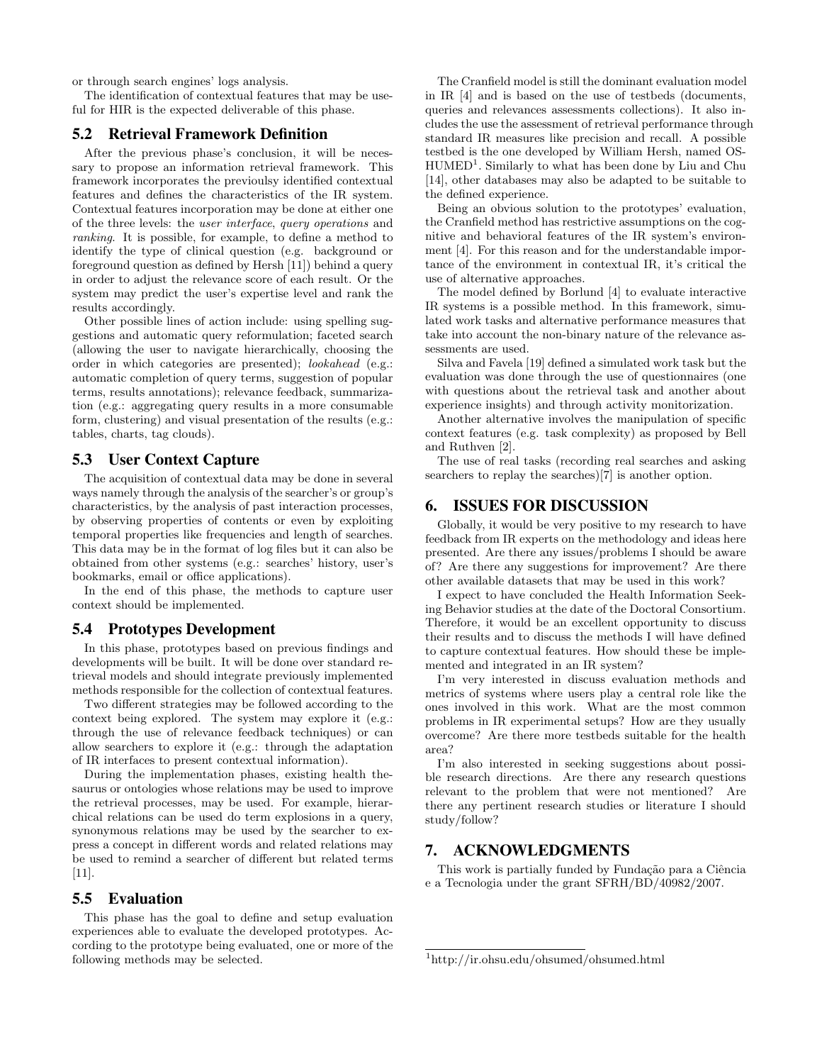or through search engines' logs analysis.

The identification of contextual features that may be useful for HIR is the expected deliverable of this phase.

### 5.2 Retrieval Framework Definition

After the previous phase's conclusion, it will be necessary to propose an information retrieval framework. This framework incorporates the previoulsy identified contextual features and defines the characteristics of the IR system. Contextual features incorporation may be done at either one of the three levels: the *user interface*, *query operations* and *ranking*. It is possible, for example, to define a method to identify the type of clinical question (e.g. background or foreground question as defined by Hersh [11]) behind a query in order to adjust the relevance score of each result. Or the system may predict the user's expertise level and rank the results accordingly.

Other possible lines of action include: using spelling suggestions and automatic query reformulation; faceted search (allowing the user to navigate hierarchically, choosing the order in which categories are presented); *lookahead* (e.g.: automatic completion of query terms, suggestion of popular terms, results annotations); relevance feedback, summarization (e.g.: aggregating query results in a more consumable form, clustering) and visual presentation of the results (e.g.: tables, charts, tag clouds).

### 5.3 User Context Capture

The acquisition of contextual data may be done in several ways namely through the analysis of the searcher's or group's characteristics, by the analysis of past interaction processes, by observing properties of contents or even by exploiting temporal properties like frequencies and length of searches. This data may be in the format of log files but it can also be obtained from other systems (e.g.: searches' history, user's bookmarks, email or office applications).

In the end of this phase, the methods to capture user context should be implemented.

### 5.4 Prototypes Development

In this phase, prototypes based on previous findings and developments will be built. It will be done over standard retrieval models and should integrate previously implemented methods responsible for the collection of contextual features.

Two different strategies may be followed according to the context being explored. The system may explore it (e.g.: through the use of relevance feedback techniques) or can allow searchers to explore it (e.g.: through the adaptation of IR interfaces to present contextual information).

During the implementation phases, existing health thesaurus or ontologies whose relations may be used to improve the retrieval processes, may be used. For example, hierarchical relations can be used do term explosions in a query, synonymous relations may be used by the searcher to express a concept in different words and related relations may be used to remind a searcher of different but related terms [11].

### 5.5 Evaluation

This phase has the goal to define and setup evaluation experiences able to evaluate the developed prototypes. According to the prototype being evaluated, one or more of the following methods may be selected.

The Cranfield model is still the dominant evaluation model in IR [4] and is based on the use of testbeds (documents, queries and relevances assessments collections). It also includes the use the assessment of retrieval performance through standard IR measures like precision and recall. A possible testbed is the one developed by William Hersh, named OSHUMED[1]. Similarly to what has been done by Liu and Chu [14], other databases may also be adapted to be suitable to the defined experience.

Being an obvious solution to the prototypes' evaluation, the Cranfield method has restrictive assumptions on the cognitive and behavioral features of the IR system's environment [4]. For this reason and for the understandable importance of the environment in contextual IR, it's critical the use of alternative approaches.

The model defined by Borlund [4] to evaluate interactive IR systems is a possible method. In this framework, simulated work tasks and alternative performance measures that take into account the non-binary nature of the relevance assessments are used.

Silva and Favela [19] defined a simulated work task but the evaluation was done through the use of questionnaires (one with questions about the retrieval task and another about experience insights) and through activity monitorization.

Another alternative involves the manipulation of specific context features (e.g. task complexity) as proposed by Bell and Ruthven [2].

The use of real tasks (recording real searches and asking searchers to replay the searches)[7] is another option.

## 6. ISSUES FOR DISCUSSION

Globally, it would be very positive to my research to have feedback from IR experts on the methodology and ideas here presented. Are there any issues/problems I should be aware of? Are there any suggestions for improvement? Are there other available datasets that may be used in this work?

I expect to have concluded the Health Information Seeking Behavior studies at the date of the Doctoral Consortium. Therefore, it would be an excellent opportunity to discuss their results and to discuss the methods I will have defined to capture contextual features. How should these be implemented and integrated in an IR system?

I'm very interested in discuss evaluation methods and metrics of systems where users play a central role like the ones involved in this work. What are the most common problems in IR experimental setups? How are they usually overcome? Are there more testbeds suitable for the health area?

I'm also interested in seeking suggestions about possible research directions. Are there any research questions relevant to the problem that were not mentioned? Are there any pertinent research studies or literature I should study/follow?

## 7. ACKNOWLEDGMENTS

This work is partially funded by Fundação para a Ciência e a Tecnologia under the grant SFRH/BD/40982/2007.

[1] http://ir.ohsu.edu/ohsumed/ohsumed.html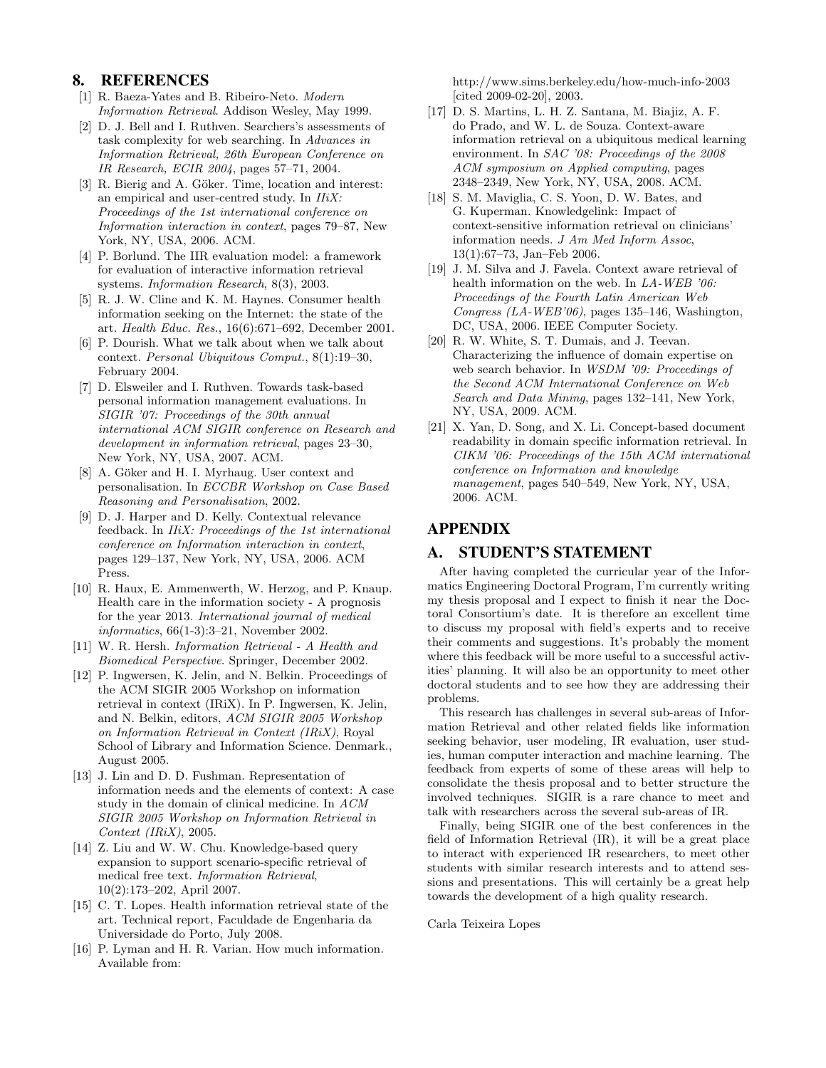## 8. REFERENCES

[1] R. Baeza-Yates and B. Ribeiro-Neto. *Modern Information Retrieval*. Addison Wesley, May 1999.

[2] D. J. Bell and I. Ruthven. Searchers's assessments of task complexity for web searching. In *Advances in Information Retrieval, 26th European Conference on IR Research, ECIR 2004*, pages 57–71, 2004.

[3] R. Bierig and A. Göker. Time, location and interest: an empirical and user-centred study. In *IIiX: Proceedings of the 1st international conference on Information interaction in context*, pages 79–87, New York, NY, USA, 2006. ACM.

[4] P. Borlund. The IIR evaluation model: a framework for evaluation of interactive information retrieval systems. *Information Research*, 8(3), 2003.

[5] R. J. W. Cline and K. M. Haynes. Consumer health information seeking on the Internet: the state of the art. *Health Educ. Res.*, 16(6):671–692, December 2001.

[6] P. Dourish. What we talk about when we talk about context. *Personal Ubiquitous Comput.*, 8(1):19–30, February 2004.

[7] D. Elsweiler and I. Ruthven. Towards task-based personal information management evaluations. In *SIGIR '07: Proceedings of the 30th annual international ACM SIGIR conference on Research and development in information retrieval*, pages 23–30, New York, NY, USA, 2007. ACM.

[8] A. Göker and H. I. Myrhaug. User context and personalisation. In *ECCBR Workshop on Case Based Reasoning and Personalisation*, 2002.

[9] D. J. Harper and D. Kelly. Contextual relevance feedback. In *IIiX: Proceedings of the 1st international conference on Information interaction in context*, pages 129–137, New York, NY, USA, 2006. ACM Press.

[10] R. Haux, E. Ammenwerth, W. Herzog, and P. Knaup. Health care in the information society - A prognosis for the year 2013. *International journal of medical informatics*, 66(1-3):3–21, November 2002.

[11] W. R. Hersh. *Information Retrieval - A Health and Biomedical Perspective*. Springer, December 2002.

[12] P. Ingwersen, K. Jelin, and N. Belkin. Proceedings of the ACM SIGIR 2005 Workshop on information retrieval in context (IRiX). In P. Ingwersen, K. Jelin, and N. Belkin, editors, *ACM SIGIR 2005 Workshop on Information Retrieval in Context (IRiX)*, Royal School of Library and Information Science. Denmark., August 2005.

[13] J. Lin and D. D. Fushman. Representation of information needs and the elements of context: A case study in the domain of clinical medicine. In *ACM SIGIR 2005 Workshop on Information Retrieval in Context (IRiX)*, 2005.

[14] Z. Liu and W. W. Chu. Knowledge-based query expansion to support scenario-specific retrieval of medical free text. *Information Retrieval*, 10(2):173–202, April 2007.

[15] C. T. Lopes. Health information retrieval state of the art. Technical report, Faculdade de Engenharia da Universidade do Porto, July 2008.

[16] P. Lyman and H. R. Varian. How much information. Available from: http://www.sims.berkeley.edu/how-much-info-2003 [cited 2009-02-20], 2003.

[17] D. S. Martins, L. H. Z. Santana, M. Biajiz, A. F. do Prado, and W. L. de Souza. Context-aware information retrieval on a ubiquitous medical learning environment. In *SAC '08: Proceedings of the 2008 ACM symposium on Applied computing*, pages 2348–2349, New York, NY, USA, 2008. ACM.

[18] S. M. Maviglia, C. S. Yoon, D. W. Bates, and G. Kuperman. Knowledgelink: Impact of context-sensitive information retrieval on clinicians' information needs. *J Am Med Inform Assoc*, 13(1):67–73, Jan–Feb 2006.

[19] J. M. Silva and J. Favela. Context aware retrieval of health information on the web. In *LA-WEB '06: Proceedings of the Fourth Latin American Web Congress (LA-WEB'06)*, pages 135–146, Washington, DC, USA, 2006. IEEE Computer Society.

[20] R. W. White, S. T. Dumais, and J. Teevan. Characterizing the influence of domain expertise on web search behavior. In *WSDM '09: Proceedings of the Second ACM International Conference on Web Search and Data Mining*, pages 132–141, New York, NY, USA, 2009. ACM.

[21] X. Yan, D. Song, and X. Li. Concept-based document readability in domain specific information retrieval. In *CIKM '06: Proceedings of the 15th ACM international conference on Information and knowledge management*, pages 540–549, New York, NY, USA, 2006. ACM.

# APPENDIX

## A. STUDENT'S STATEMENT

After having completed the curricular year of the Informatics Engineering Doctoral Program, I'm currently writing my thesis proposal and I expect to finish it near the Doctoral Consortium's date. It is therefore an excellent time to discuss my proposal with field's experts and to receive their comments and suggestions. It's probably the moment where this feedback will be more useful to a successful activities' planning. It will also be an opportunity to meet other doctoral students and to see how they are addressing their problems.

This research has challenges in several sub-areas of Information Retrieval and other related fields like information seeking behavior, user modeling, IR evaluation, user studies, human computer interaction and machine learning. The feedback from experts of some of these areas will help to consolidate the thesis proposal and to better structure the involved techniques. SIGIR is a rare chance to meet and talk with researchers across the several sub-areas of IR.

Finally, being SIGIR one of the best conferences in the field of Information Retrieval (IR), it will be a great place to interact with experienced IR researchers, to meet other students with similar research interests and to attend sessions and presentations. This will certainly be a great help towards the development of a high quality research.

Carla Teixeira Lopes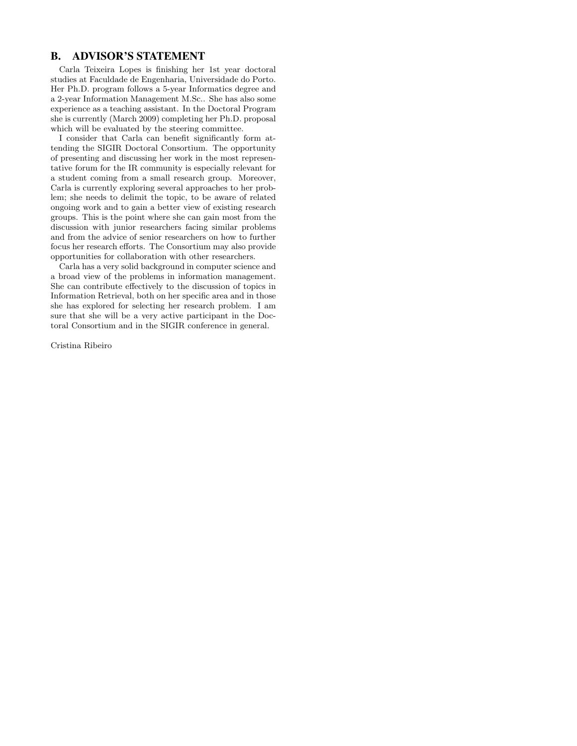## B. ADVISOR'S STATEMENT

Carla Teixeira Lopes is finishing her 1st year doctoral studies at Faculdade de Engenharia, Universidade do Porto. Her Ph.D. program follows a 5-year Informatics degree and a 2-year Information Management M.Sc.. She has also some experience as a teaching assistant. In the Doctoral Program she is currently (March 2009) completing her Ph.D. proposal which will be evaluated by the steering committee.

I consider that Carla can benefit significantly form attending the SIGIR Doctoral Consortium. The opportunity of presenting and discussing her work in the most representative forum for the IR community is especially relevant for a student coming from a small research group. Moreover, Carla is currently exploring several approaches to her problem; she needs to delimit the topic, to be aware of related ongoing work and to gain a better view of existing research groups. This is the point where she can gain most from the discussion with junior researchers facing similar problems and from the advice of senior researchers on how to further focus her research efforts. The Consortium may also provide opportunities for collaboration with other researchers.

Carla has a very solid background in computer science and a broad view of the problems in information management. She can contribute effectively to the discussion of topics in Information Retrieval, both on her specific area and in those she has explored for selecting her research problem. I am sure that she will be a very active participant in the Doctoral Consortium and in the SIGIR conference in general.

Cristina Ribeiro